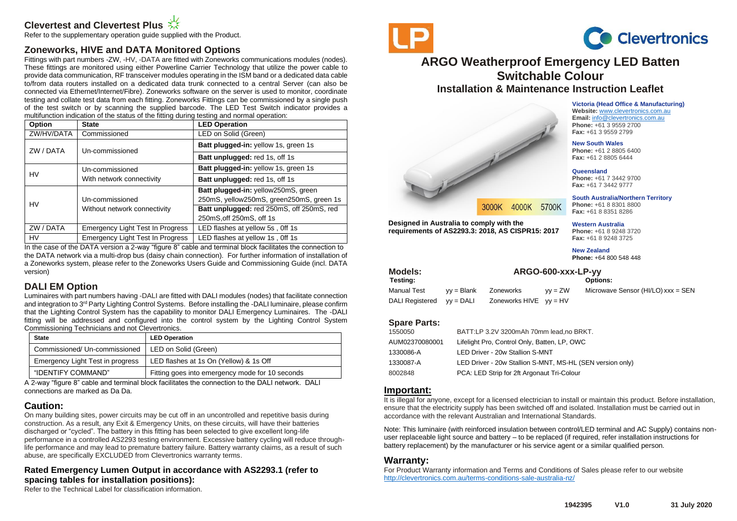## Clevertest and Clevertest Plus

Refer to the supplementary operation guide supplied with the Product.

## Zoneworks, HIVE and DATA Monitored Options

Fittings with part numbers -ZW, -HV, -DATA are fitted with Zoneworks communications modules (nodes). These fittings are monitored using either Powerline Carrier Technology that utilize the power cable to provide data communication, RF transceiver modules operating in the ISM band or a dedicated data cable to/from data routers installed on a dedicated data trunk connected to a central Server (can also be connected via Ethernet/Internet/Fibre). Zoneworks software on the server is used to monitor, coordinate testing and collate test data from each fitting. Zoneworks Fittings can be commissioned by a single push of the test switch or by scanning the supplied barcode. The LED Test Switch indicator provides a multifunction indication of the status of the fitting during testing and normal operation:

| Option | State | LED Operation |
|---|---|---|
| ZW/HV/DATA | Commissioned | LED on Solid (Green) |
| ZW / DATA | Un-commissioned | **Batt plugged-in:** yellow 1s, green 1s |
| | | **Batt unplugged:** red 1s, off 1s |
| HV | Un-commissioned With network connectivity | **Batt plugged-in:** yellow 1s, green 1s |
| | | **Batt unplugged:** red 1s, off 1s |
| HV | Un-commissioned Without network connectivity | **Batt plugged-in:** yellow250mS, green 250mS, yellow250mS, green250mS, green 1s |
| | | **Batt unplugged:** red 250mS, off 250mS, red 250mS,off 250mS, off 1s |
| ZW / DATA | Emergency Light Test In Progress | LED flashes at yellow 5s , 0ff 1s |
| HV | Emergency Light Test In Progress | LED flashes at yellow 1s , 0ff 1s |

In the case of the DATA version a 2-way "figure 8" cable and terminal block facilitates the connection to the DATA network via a multi-drop bus (daisy chain connection). For further information of installation of a Zoneworks system, please refer to the Zoneworks Users Guide and Commissioning Guide (incl. DATA version)

## DALI EM Option

Luminaires with part numbers having -DALI are fitted with DALI modules (nodes) that facilitate connection and integration to 3rd Party Lighting Control Systems. Before installing the -DALI luminaire, please confirm that the Lighting Control System has the capability to monitor DALI Emergency Luminaires. The -DALI fitting will be addressed and configured into the control system by the Lighting Control System Commissioning Technicians and not Clevertronics.

| State | LED Operation |
|---|---|
| Commissioned/ Un-commissioned | LED on Solid (Green) |
| Emergency Light Test in progress | LED flashes at 1s On (Yellow) & 1s Off |
| "IDENTIFY COMMAND" | Fitting goes into emergency mode for 10 seconds |

A 2-way "figure 8" cable and terminal block facilitates the connection to the DALI network. DALI connections are marked as Da Da.

## Caution:

On many building sites, power circuits may be cut off in an uncontrolled and repetitive basis during construction. As a result, any Exit & Emergency Units, on these circuits, will have their batteries discharged or "cycled". The battery in this fitting has been selected to give excellent long-life performance in a controlled AS2293 testing environment. Excessive battery cycling will reduce through-life performance and may lead to premature battery failure. Battery warranty claims, as a result of such abuse, are specifically EXCLUDED from Clevertronics warranty terms.

## Rated Emergency Lumen Output in accordance with AS2293.1 (refer to spacing tables for installation positions):

Refer to the Technical Label for classification information.

LP

Clevertronics

# ARGO Weatherproof Emergency LED Batten Switchable Colour

## Installation & Maintenance Instruction Leaflet

3000K 4000K 5700K

**Designed in Australia to comply with the requirements of AS2293.3: 2018, AS CISPR15: 2017**

**Victoria (Head Office & Manufacturing)**
**Website:** www.clevertronics.com.au
**Email:** info@clevertronics.com.au
**Phone:** +61 3 9559 2700
**Fax:** +61 3 9559 2799

**New South Wales**
**Phone:** +61 2 8805 6400
**Fax:** +61 2 8805 6444

**Queensland**
**Phone:** +61 7 3442 9700
**Fax:** +61 7 3442 9777

**South Australia/Northern Territory**
**Phone:** +61 8 8301 8800
**Fax:** +61 8 8351 8286

**Western Australia**
**Phone:** +61 8 9248 3720
**Fax:** +61 8 9248 3725

**New Zealand**
**Phone:** +64 800 548 448

### Models: ARGO-600-xxx-LP-yy

| Testing: | | | | Options: |
|---|---|---|---|---|
| Manual Test | yy = Blank | Zoneworks | yy = ZW | Microwave Sensor (HI/LO) xxx = SEN |
| DALI Registered | yy = DALI | Zoneworks HIVE | yy = HV | |

### Spare Parts:

| | |
|---|---|
| 1550050 | BATT:LP 3.2V 3200mAh 70mm lead,no BRKT. |
| AUM02370080001 | Lifelight Pro, Control Only, Batten, LP, OWC |
| 1330086-A | LED Driver - 20w Stallion S-MNT |
| 1330087-A | LED Driver - 20w Stallion S-MNT, MS-HL (SEN version only) |
| 8002848 | PCA: LED Strip for 2ft Argonaut Tri-Colour |

## Important:

It is illegal for anyone, except for a licensed electrician to install or maintain this product. Before installation, ensure that the electricity supply has been switched off and isolated. Installation must be carried out in accordance with the relevant Australian and International Standards.

Note: This luminaire (with reinforced insulation between control/LED terminal and AC Supply) contains non-user replaceable light source and battery – to be replaced (if required, refer installation instructions for battery replacement) by the manufacturer or his service agent or a similar qualified person.

## Warranty:

For Product Warranty information and Terms and Conditions of Sales please refer to our website http://clevertronics.com.au/terms-conditions-sale-australia-nz/

1942395 V1.0 31 July 2020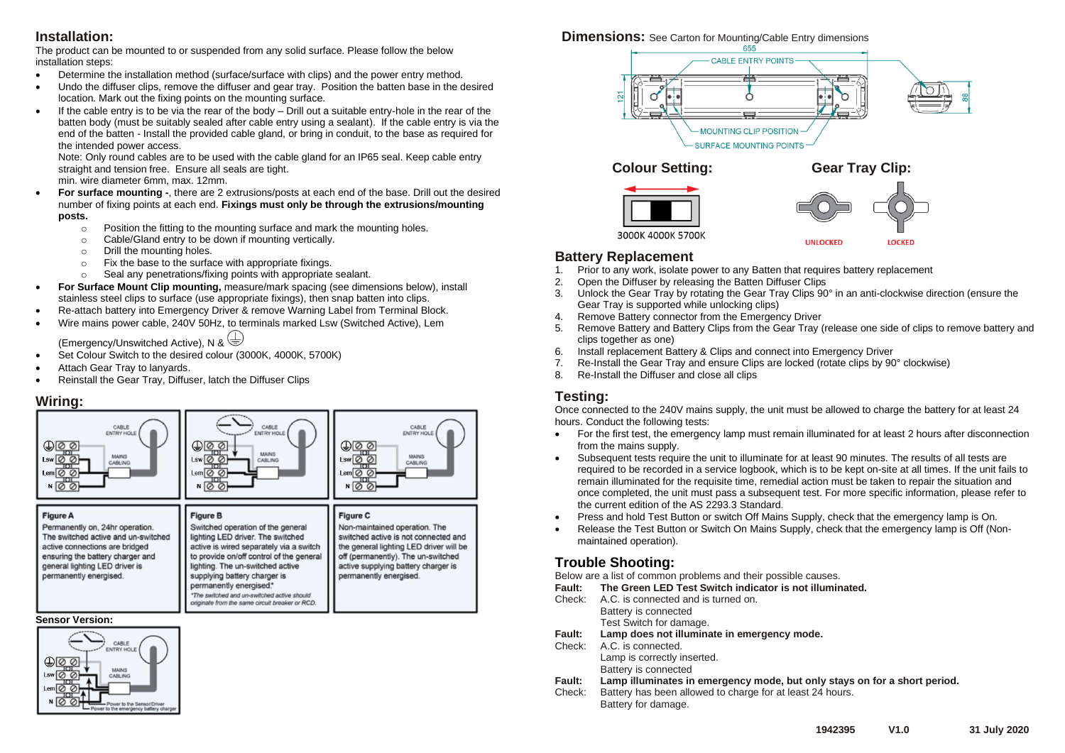## Installation:

The product can be mounted to or suspended from any solid surface. Please follow the below installation steps:

- Determine the installation method (surface/surface with clips) and the power entry method.
- Undo the diffuser clips, remove the diffuser and gear tray. Position the batten base in the desired location. Mark out the fixing points on the mounting surface.
- If the cable entry is to be via the rear of the body – Drill out a suitable entry-hole in the rear of the batten body (must be suitably sealed after cable entry using a sealant). If the cable entry is via the end of the batten - Install the provided cable gland, or bring in conduit, to the base as required for the intended power access.
  Note: Only round cables are to be used with the cable gland for an IP65 seal. Keep cable entry straight and tension free. Ensure all seals are tight.
  min. wire diameter 6mm, max. 12mm.
- **For surface mounting -**, there are 2 extrusions/posts at each end of the base. Drill out the desired number of fixing points at each end. **Fixings must only be through the extrusions/mounting posts.**
  - Position the fitting to the mounting surface and mark the mounting holes.
  - Cable/Gland entry to be down if mounting vertically.
  - Drill the mounting holes.
  - Fix the base to the surface with appropriate fixings.
  - Seal any penetrations/fixing points with appropriate sealant.
- **For Surface Mount Clip mounting,** measure/mark spacing (see dimensions below), install stainless steel clips to surface (use appropriate fixings), then snap batten into clips.
- Re-attach battery into Emergency Driver & remove Warning Label from Terminal Block.
- Wire mains power cable, 240V 50Hz, to terminals marked Lsw (Switched Active), Lem (Emergency/Unswitched Active), N & ⏚
- Set Colour Switch to the desired colour (3000K, 4000K, 5700K)
- Attach Gear Tray to lanyards.
- Reinstall the Gear Tray, Diffuser, latch the Diffuser Clips

## Wiring:

CABLE ENTRY HOLE
MAINS CABLING
Lsw
Lem
N

**Figure A**
Permanently on, 24hr operation. The switched active and un-switched active connections are bridged ensuring the battery charger and general lighting LED driver is permanently energised.

**Figure B**
Switched operation of the general lighting LED driver. The switched active is wired separately via a switch to provide on/off control of the general lighting. The un-switched active supplying battery charger is permanently energised.*
*The switched and un-switched active should originate from the same circuit breaker or RCD.

**Figure C**
Non-maintained operation. The switched active is not connected and the general lighting LED driver will be off (permanently). The un-switched active supplying battery charger is permanently energised.

**Sensor Version:**

CABLE ENTRY HOLE
MAINS CABLING
Lsw
Lem
N
Power to the Sensor/Driver
Power to the emergency battery charger

## Dimensions: See Carton for Mounting/Cable Entry dimensions

655
121
88
CABLE ENTRY POINTS
MOUNTING CLIP POSITION
SURFACE MOUNTING POINTS

### Colour Setting:

3000K 4000K 5700K

### Gear Tray Clip:

UNLOCKED
LOCKED

## Battery Replacement

1. Prior to any work, isolate power to any Batten that requires battery replacement
2. Open the Diffuser by releasing the Batten Diffuser Clips
3. Unlock the Gear Tray by rotating the Gear Tray Clips 90° in an anti-clockwise direction (ensure the Gear Tray is supported while unlocking clips)
4. Remove Battery connector from the Emergency Driver
5. Remove Battery and Battery Clips from the Gear Tray (release one side of clips to remove battery and clips together as one)
6. Install replacement Battery & Clips and connect into Emergency Driver
7. Re-Install the Gear Tray and ensure Clips are locked (rotate clips by 90° clockwise)
8. Re-Install the Diffuser and close all clips

## Testing:

Once connected to the 240V mains supply, the unit must be allowed to charge the battery for at least 24 hours. Conduct the following tests:

- For the first test, the emergency lamp must remain illuminated for at least 2 hours after disconnection from the mains supply.
- Subsequent tests require the unit to illuminate for at least 90 minutes. The results of all tests are required to be recorded in a service logbook, which is to be kept on-site at all times. If the unit fails to remain illuminated for the requisite time, remedial action must be taken to repair the situation and once completed, the unit must pass a subsequent test. For more specific information, please refer to the current edition of the AS 2293.3 Standard.
- Press and hold Test Button or switch Off Mains Supply, check that the emergency lamp is On.
- Release the Test Button or Switch On Mains Supply, check that the emergency lamp is Off (Non-maintained operation).

## Trouble Shooting:

Below are a list of common problems and their possible causes.

**Fault:** **The Green LED Test Switch indicator is not illuminated.**
Check: A.C. is connected and is turned on.
Battery is connected
Test Switch for damage.

**Fault:** **Lamp does not illuminate in emergency mode.**
Check: A.C. is connected.
Lamp is correctly inserted.
Battery is connected

**Fault:** **Lamp illuminates in emergency mode, but only stays on for a short period.**
Check: Battery has been allowed to charge for at least 24 hours.
Battery for damage.

1942395 V1.0 31 July 2020